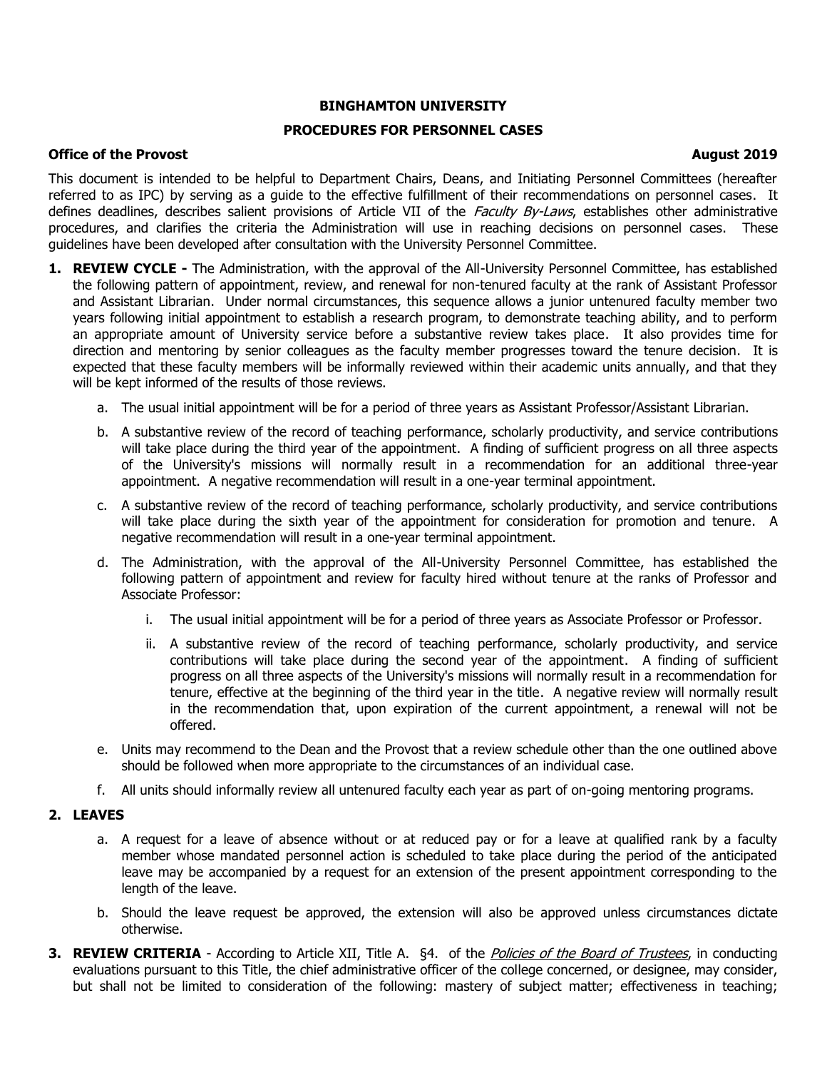**BINGHAMTON UNIVERSITY**

**PROCEDURES FOR PERSONNEL CASES**

**Office of the Provost** **August 2019**

This document is intended to be helpful to Department Chairs, Deans, and Initiating Personnel Committees (hereafter referred to as IPC) by serving as a guide to the effective fulfillment of their recommendations on personnel cases. It defines deadlines, describes salient provisions of Article VII of the *Faculty By-Laws*, establishes other administrative procedures, and clarifies the criteria the Administration will use in reaching decisions on personnel cases. These guidelines have been developed after consultation with the University Personnel Committee.

1. **REVIEW CYCLE -** The Administration, with the approval of the All-University Personnel Committee, has established the following pattern of appointment, review, and renewal for non-tenured faculty at the rank of Assistant Professor and Assistant Librarian. Under normal circumstances, this sequence allows a junior untenured faculty member two years following initial appointment to establish a research program, to demonstrate teaching ability, and to perform an appropriate amount of University service before a substantive review takes place. It also provides time for direction and mentoring by senior colleagues as the faculty member progresses toward the tenure decision. It is expected that these faculty members will be informally reviewed within their academic units annually, and that they will be kept informed of the results of those reviews.

   a. The usual initial appointment will be for a period of three years as Assistant Professor/Assistant Librarian.

   b. A substantive review of the record of teaching performance, scholarly productivity, and service contributions will take place during the third year of the appointment. A finding of sufficient progress on all three aspects of the University's missions will normally result in a recommendation for an additional three-year appointment. A negative recommendation will result in a one-year terminal appointment.

   c. A substantive review of the record of teaching performance, scholarly productivity, and service contributions will take place during the sixth year of the appointment for consideration for promotion and tenure. A negative recommendation will result in a one-year terminal appointment.

   d. The Administration, with the approval of the All-University Personnel Committee, has established the following pattern of appointment and review for faculty hired without tenure at the ranks of Professor and Associate Professor:

      i. The usual initial appointment will be for a period of three years as Associate Professor or Professor.

      ii. A substantive review of the record of teaching performance, scholarly productivity, and service contributions will take place during the second year of the appointment. A finding of sufficient progress on all three aspects of the University's missions will normally result in a recommendation for tenure, effective at the beginning of the third year in the title. A negative review will normally result in the recommendation that, upon expiration of the current appointment, a renewal will not be offered.

   e. Units may recommend to the Dean and the Provost that a review schedule other than the one outlined above should be followed when more appropriate to the circumstances of an individual case.

   f. All units should informally review all untenured faculty each year as part of on-going mentoring programs.

2. **LEAVES**

   a. A request for a leave of absence without or at reduced pay or for a leave at qualified rank by a faculty member whose mandated personnel action is scheduled to take place during the period of the anticipated leave may be accompanied by a request for an extension of the present appointment corresponding to the length of the leave.

   b. Should the leave request be approved, the extension will also be approved unless circumstances dictate otherwise.

3. **REVIEW CRITERIA** - According to Article XII, Title A. §4. of the *Policies of the Board of Trustees*, in conducting evaluations pursuant to this Title, the chief administrative officer of the college concerned, or designee, may consider, but shall not be limited to consideration of the following: mastery of subject matter; effectiveness in teaching;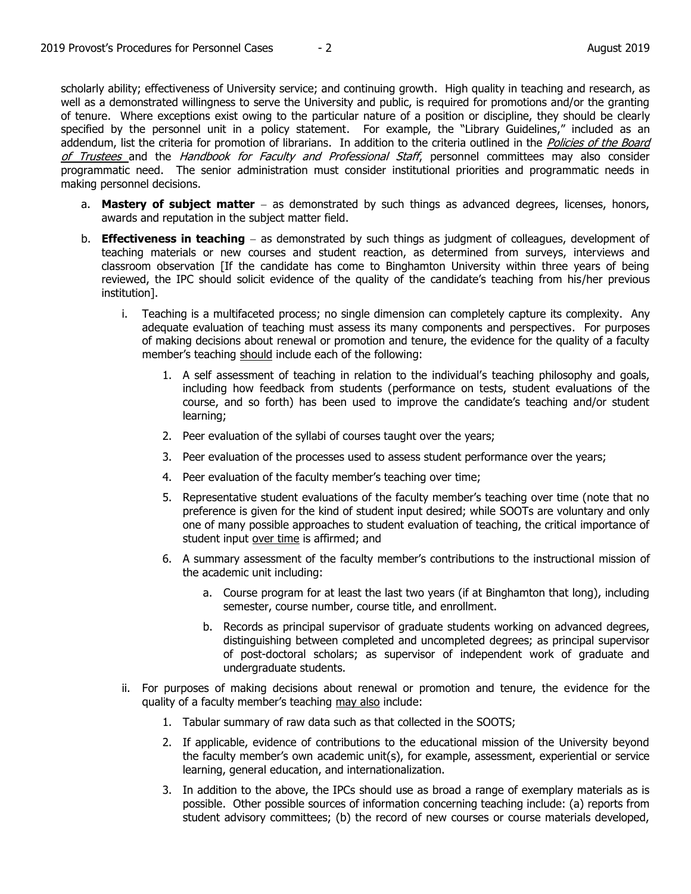scholarly ability; effectiveness of University service; and continuing growth. High quality in teaching and research, as well as a demonstrated willingness to serve the University and public, is required for promotions and/or the granting of tenure. Where exceptions exist owing to the particular nature of a position or discipline, they should be clearly specified by the personnel unit in a policy statement. For example, the "Library Guidelines," included as an addendum, list the criteria for promotion of librarians. In addition to the criteria outlined in the *Policies of the Board of Trustees* and the *Handbook for Faculty and Professional Staff*, personnel committees may also consider programmatic need. The senior administration must consider institutional priorities and programmatic needs in making personnel decisions.

a. **Mastery of subject matter** – as demonstrated by such things as advanced degrees, licenses, honors, awards and reputation in the subject matter field.

b. **Effectiveness in teaching** – as demonstrated by such things as judgment of colleagues, development of teaching materials or new courses and student reaction, as determined from surveys, interviews and classroom observation [If the candidate has come to Binghamton University within three years of being reviewed, the IPC should solicit evidence of the quality of the candidate's teaching from his/her previous institution].

   i. Teaching is a multifaceted process; no single dimension can completely capture its complexity. Any adequate evaluation of teaching must assess its many components and perspectives. For purposes of making decisions about renewal or promotion and tenure, the evidence for the quality of a faculty member's teaching <u>should</u> include each of the following:

      1. A self assessment of teaching in relation to the individual's teaching philosophy and goals, including how feedback from students (performance on tests, student evaluations of the course, and so forth) has been used to improve the candidate's teaching and/or student learning;

      2. Peer evaluation of the syllabi of courses taught over the years;

      3. Peer evaluation of the processes used to assess student performance over the years;

      4. Peer evaluation of the faculty member's teaching over time;

      5. Representative student evaluations of the faculty member's teaching over time (note that no preference is given for the kind of student input desired; while SOOTs are voluntary and only one of many possible approaches to student evaluation of teaching, the critical importance of student input <u>over time</u> is affirmed; and

      6. A summary assessment of the faculty member's contributions to the instructional mission of the academic unit including:

         a. Course program for at least the last two years (if at Binghamton that long), including semester, course number, course title, and enrollment.

         b. Records as principal supervisor of graduate students working on advanced degrees, distinguishing between completed and uncompleted degrees; as principal supervisor of post-doctoral scholars; as supervisor of independent work of graduate and undergraduate students.

   ii. For purposes of making decisions about renewal or promotion and tenure, the evidence for the quality of a faculty member's teaching <u>may also</u> include:

      1. Tabular summary of raw data such as that collected in the SOOTS;

      2. If applicable, evidence of contributions to the educational mission of the University beyond the faculty member's own academic unit(s), for example, assessment, experiential or service learning, general education, and internationalization.

      3. In addition to the above, the IPCs should use as broad a range of exemplary materials as is possible. Other possible sources of information concerning teaching include: (a) reports from student advisory committees; (b) the record of new courses or course materials developed,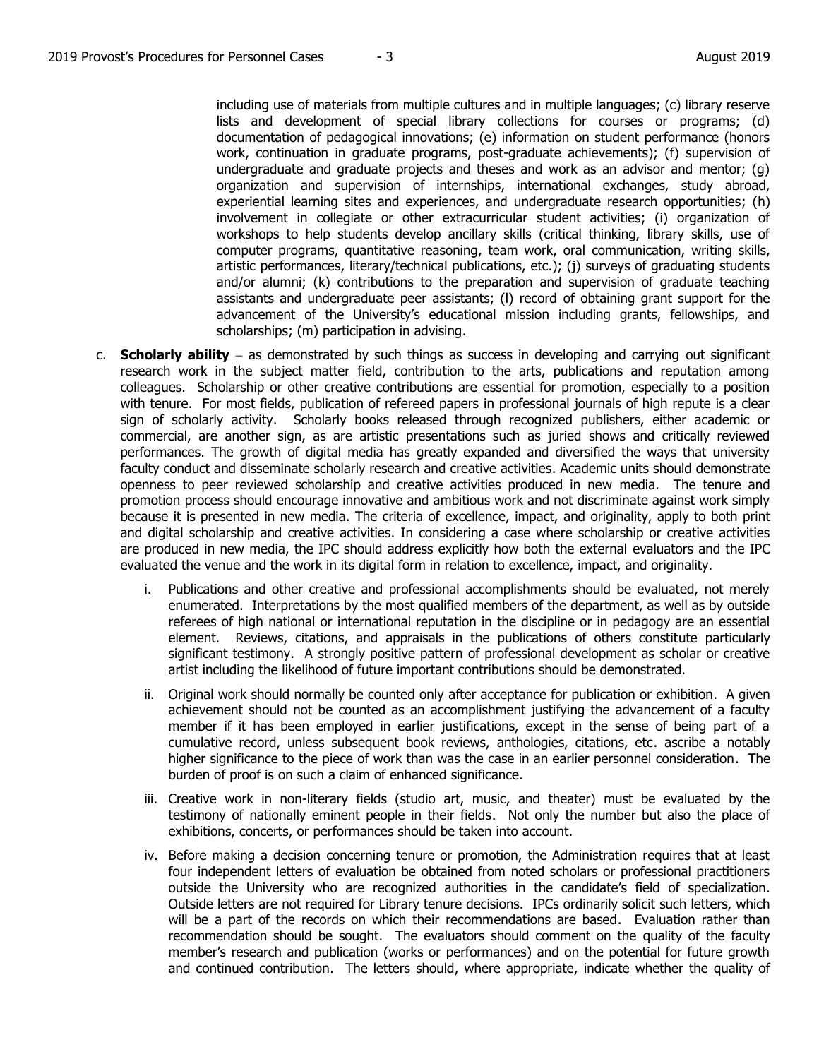including use of materials from multiple cultures and in multiple languages; (c) library reserve lists and development of special library collections for courses or programs; (d) documentation of pedagogical innovations; (e) information on student performance (honors work, continuation in graduate programs, post-graduate achievements); (f) supervision of undergraduate and graduate projects and theses and work as an advisor and mentor; (g) organization and supervision of internships, international exchanges, study abroad, experiential learning sites and experiences, and undergraduate research opportunities; (h) involvement in collegiate or other extracurricular student activities; (i) organization of workshops to help students develop ancillary skills (critical thinking, library skills, use of computer programs, quantitative reasoning, team work, oral communication, writing skills, artistic performances, literary/technical publications, etc.); (j) surveys of graduating students and/or alumni; (k) contributions to the preparation and supervision of graduate teaching assistants and undergraduate peer assistants; (l) record of obtaining grant support for the advancement of the University's educational mission including grants, fellowships, and scholarships; (m) participation in advising.

c. **Scholarly ability** – as demonstrated by such things as success in developing and carrying out significant research work in the subject matter field, contribution to the arts, publications and reputation among colleagues. Scholarship or other creative contributions are essential for promotion, especially to a position with tenure. For most fields, publication of refereed papers in professional journals of high repute is a clear sign of scholarly activity. Scholarly books released through recognized publishers, either academic or commercial, are another sign, as are artistic presentations such as juried shows and critically reviewed performances. The growth of digital media has greatly expanded and diversified the ways that university faculty conduct and disseminate scholarly research and creative activities. Academic units should demonstrate openness to peer reviewed scholarship and creative activities produced in new media. The tenure and promotion process should encourage innovative and ambitious work and not discriminate against work simply because it is presented in new media. The criteria of excellence, impact, and originality, apply to both print and digital scholarship and creative activities. In considering a case where scholarship or creative activities are produced in new media, the IPC should address explicitly how both the external evaluators and the IPC evaluated the venue and the work in its digital form in relation to excellence, impact, and originality.

   i. Publications and other creative and professional accomplishments should be evaluated, not merely enumerated. Interpretations by the most qualified members of the department, as well as by outside referees of high national or international reputation in the discipline or in pedagogy are an essential element. Reviews, citations, and appraisals in the publications of others constitute particularly significant testimony. A strongly positive pattern of professional development as scholar or creative artist including the likelihood of future important contributions should be demonstrated.

   ii. Original work should normally be counted only after acceptance for publication or exhibition. A given achievement should not be counted as an accomplishment justifying the advancement of a faculty member if it has been employed in earlier justifications, except in the sense of being part of a cumulative record, unless subsequent book reviews, anthologies, citations, etc. ascribe a notably higher significance to the piece of work than was the case in an earlier personnel consideration. The burden of proof is on such a claim of enhanced significance.

   iii. Creative work in non-literary fields (studio art, music, and theater) must be evaluated by the testimony of nationally eminent people in their fields. Not only the number but also the place of exhibitions, concerts, or performances should be taken into account.

   iv. Before making a decision concerning tenure or promotion, the Administration requires that at least four independent letters of evaluation be obtained from noted scholars or professional practitioners outside the University who are recognized authorities in the candidate's field of specialization. Outside letters are not required for Library tenure decisions. IPCs ordinarily solicit such letters, which will be a part of the records on which their recommendations are based. Evaluation rather than recommendation should be sought. The evaluators should comment on the quality of the faculty member's research and publication (works or performances) and on the potential for future growth and continued contribution. The letters should, where appropriate, indicate whether the quality of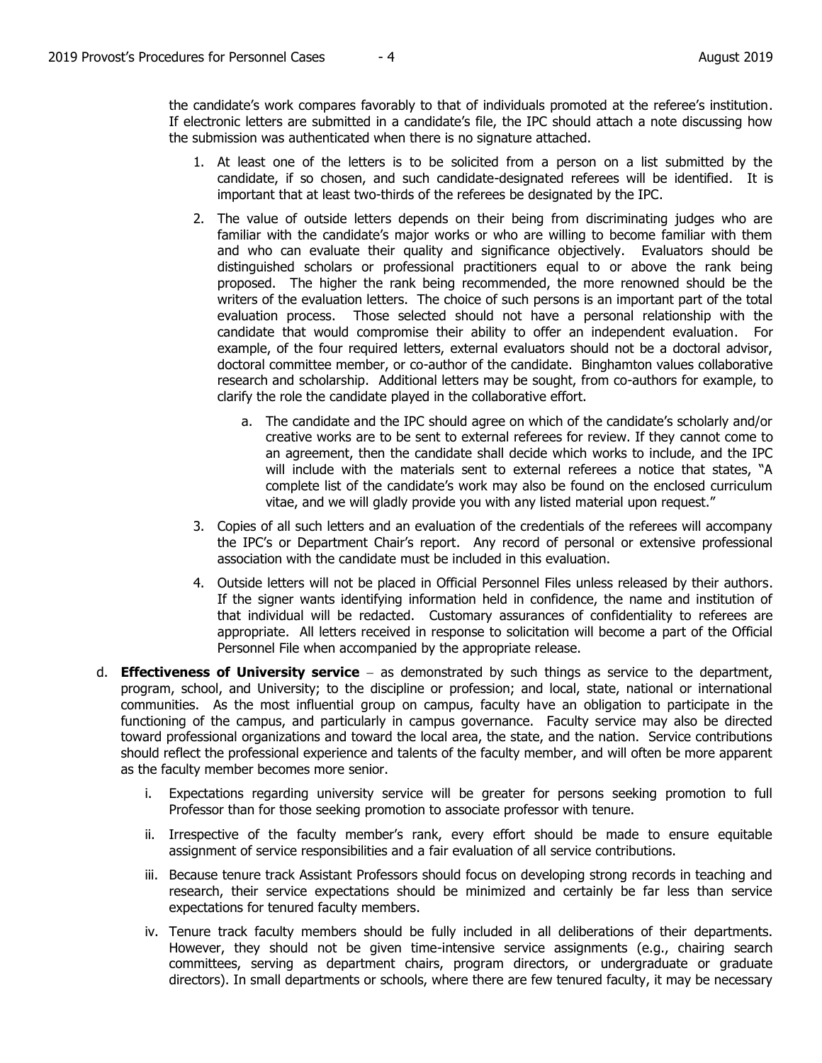the candidate's work compares favorably to that of individuals promoted at the referee's institution. If electronic letters are submitted in a candidate's file, the IPC should attach a note discussing how the submission was authenticated when there is no signature attached.

1. At least one of the letters is to be solicited from a person on a list submitted by the candidate, if so chosen, and such candidate-designated referees will be identified. It is important that at least two-thirds of the referees be designated by the IPC.

2. The value of outside letters depends on their being from discriminating judges who are familiar with the candidate's major works or who are willing to become familiar with them and who can evaluate their quality and significance objectively. Evaluators should be distinguished scholars or professional practitioners equal to or above the rank being proposed. The higher the rank being recommended, the more renowned should be the writers of the evaluation letters. The choice of such persons is an important part of the total evaluation process. Those selected should not have a personal relationship with the candidate that would compromise their ability to offer an independent evaluation. For example, of the four required letters, external evaluators should not be a doctoral advisor, doctoral committee member, or co-author of the candidate. Binghamton values collaborative research and scholarship. Additional letters may be sought, from co-authors for example, to clarify the role the candidate played in the collaborative effort.

   a. The candidate and the IPC should agree on which of the candidate's scholarly and/or creative works are to be sent to external referees for review. If they cannot come to an agreement, then the candidate shall decide which works to include, and the IPC will include with the materials sent to external referees a notice that states, "A complete list of the candidate's work may also be found on the enclosed curriculum vitae, and we will gladly provide you with any listed material upon request."

3. Copies of all such letters and an evaluation of the credentials of the referees will accompany the IPC's or Department Chair's report. Any record of personal or extensive professional association with the candidate must be included in this evaluation.

4. Outside letters will not be placed in Official Personnel Files unless released by their authors. If the signer wants identifying information held in confidence, the name and institution of that individual will be redacted. Customary assurances of confidentiality to referees are appropriate. All letters received in response to solicitation will become a part of the Official Personnel File when accompanied by the appropriate release.

d. **Effectiveness of University service** – as demonstrated by such things as service to the department, program, school, and University; to the discipline or profession; and local, state, national or international communities. As the most influential group on campus, faculty have an obligation to participate in the functioning of the campus, and particularly in campus governance. Faculty service may also be directed toward professional organizations and toward the local area, the state, and the nation. Service contributions should reflect the professional experience and talents of the faculty member, and will often be more apparent as the faculty member becomes more senior.

   i. Expectations regarding university service will be greater for persons seeking promotion to full Professor than for those seeking promotion to associate professor with tenure.

   ii. Irrespective of the faculty member's rank, every effort should be made to ensure equitable assignment of service responsibilities and a fair evaluation of all service contributions.

   iii. Because tenure track Assistant Professors should focus on developing strong records in teaching and research, their service expectations should be minimized and certainly be far less than service expectations for tenured faculty members.

   iv. Tenure track faculty members should be fully included in all deliberations of their departments. However, they should not be given time-intensive service assignments (e.g., chairing search committees, serving as department chairs, program directors, or undergraduate or graduate directors). In small departments or schools, where there are few tenured faculty, it may be necessary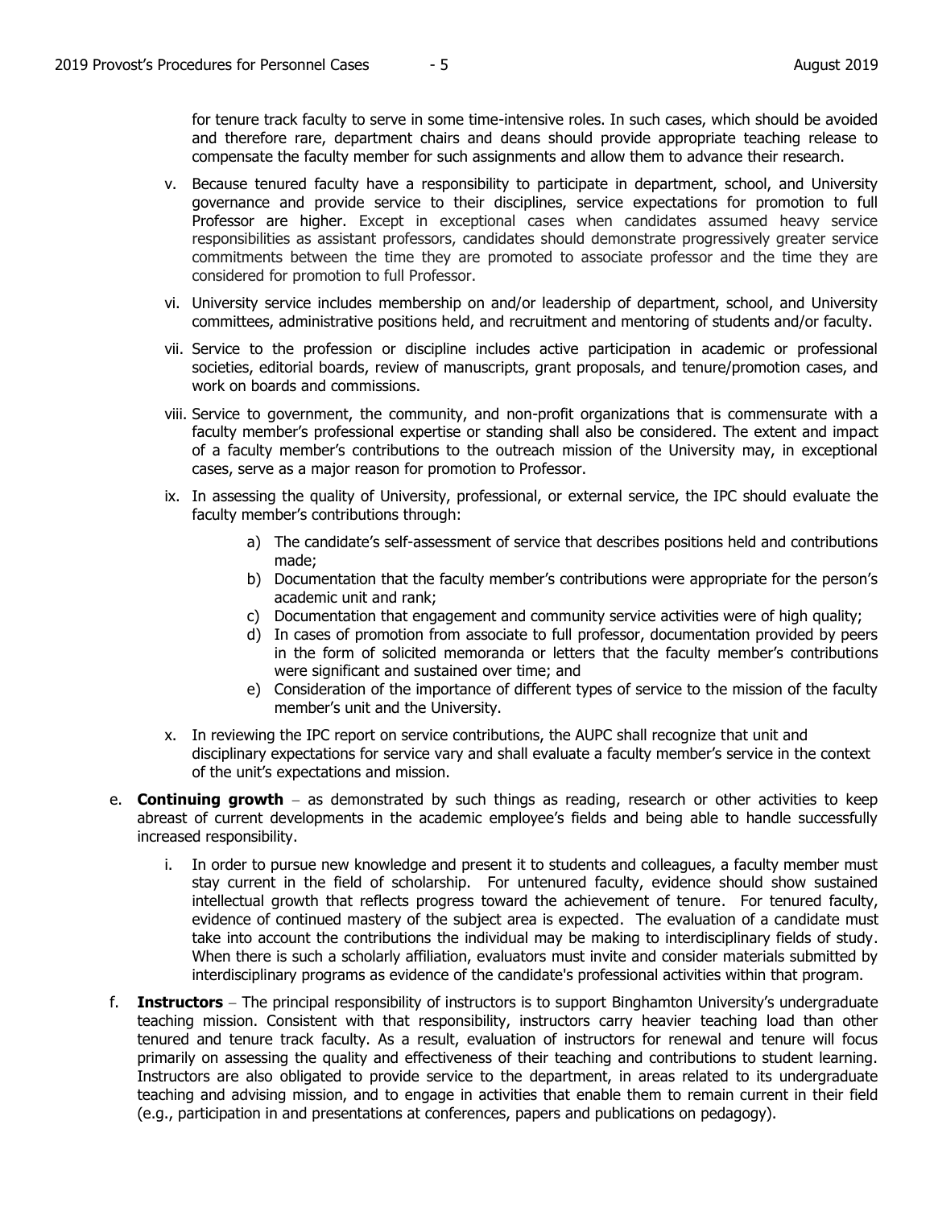for tenure track faculty to serve in some time-intensive roles. In such cases, which should be avoided and therefore rare, department chairs and deans should provide appropriate teaching release to compensate the faculty member for such assignments and allow them to advance their research.

v. Because tenured faculty have a responsibility to participate in department, school, and University governance and provide service to their disciplines, service expectations for promotion to full Professor are higher. Except in exceptional cases when candidates assumed heavy service responsibilities as assistant professors, candidates should demonstrate progressively greater service commitments between the time they are promoted to associate professor and the time they are considered for promotion to full Professor.

vi. University service includes membership on and/or leadership of department, school, and University committees, administrative positions held, and recruitment and mentoring of students and/or faculty.

vii. Service to the profession or discipline includes active participation in academic or professional societies, editorial boards, review of manuscripts, grant proposals, and tenure/promotion cases, and work on boards and commissions.

viii. Service to government, the community, and non-profit organizations that is commensurate with a faculty member's professional expertise or standing shall also be considered. The extent and impact of a faculty member's contributions to the outreach mission of the University may, in exceptional cases, serve as a major reason for promotion to Professor.

ix. In assessing the quality of University, professional, or external service, the IPC should evaluate the faculty member's contributions through:

   a) The candidate's self-assessment of service that describes positions held and contributions made;
   b) Documentation that the faculty member's contributions were appropriate for the person's academic unit and rank;
   c) Documentation that engagement and community service activities were of high quality;
   d) In cases of promotion from associate to full professor, documentation provided by peers in the form of solicited memoranda or letters that the faculty member's contributions were significant and sustained over time; and
   e) Consideration of the importance of different types of service to the mission of the faculty member's unit and the University.

x. In reviewing the IPC report on service contributions, the AUPC shall recognize that unit and disciplinary expectations for service vary and shall evaluate a faculty member's service in the context of the unit's expectations and mission.

e. **Continuing growth** – as demonstrated by such things as reading, research or other activities to keep abreast of current developments in the academic employee's fields and being able to handle successfully increased responsibility.

   i. In order to pursue new knowledge and present it to students and colleagues, a faculty member must stay current in the field of scholarship. For untenured faculty, evidence should show sustained intellectual growth that reflects progress toward the achievement of tenure. For tenured faculty, evidence of continued mastery of the subject area is expected. The evaluation of a candidate must take into account the contributions the individual may be making to interdisciplinary fields of study. When there is such a scholarly affiliation, evaluators must invite and consider materials submitted by interdisciplinary programs as evidence of the candidate's professional activities within that program.

f. **Instructors** – The principal responsibility of instructors is to support Binghamton University's undergraduate teaching mission. Consistent with that responsibility, instructors carry heavier teaching load than other tenured and tenure track faculty. As a result, evaluation of instructors for renewal and tenure will focus primarily on assessing the quality and effectiveness of their teaching and contributions to student learning. Instructors are also obligated to provide service to the department, in areas related to its undergraduate teaching and advising mission, and to engage in activities that enable them to remain current in their field (e.g., participation in and presentations at conferences, papers and publications on pedagogy).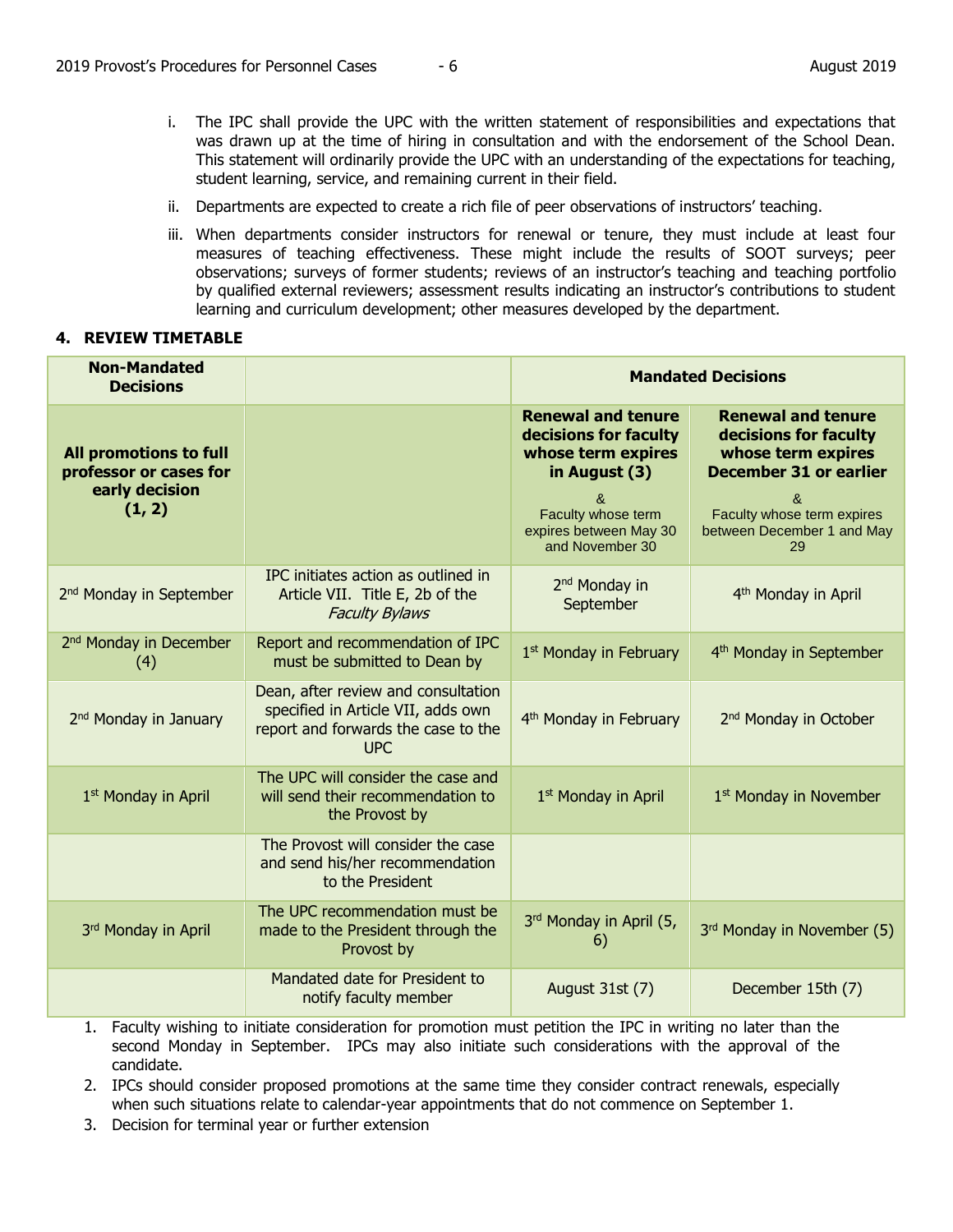i. The IPC shall provide the UPC with the written statement of responsibilities and expectations that was drawn up at the time of hiring in consultation and with the endorsement of the School Dean. This statement will ordinarily provide the UPC with an understanding of the expectations for teaching, student learning, service, and remaining current in their field.

ii. Departments are expected to create a rich file of peer observations of instructors' teaching.

iii. When departments consider instructors for renewal or tenure, they must include at least four measures of teaching effectiveness. These might include the results of SOOT surveys; peer observations; surveys of former students; reviews of an instructor's teaching and teaching portfolio by qualified external reviewers; assessment results indicating an instructor's contributions to student learning and curriculum development; other measures developed by the department.

## 4. REVIEW TIMETABLE

| **Non-Mandated Decisions** | | **Mandated Decisions** | |
|---|---|---|---|
| **All promotions to full professor or cases for early decision (1, 2)** | | **Renewal and tenure decisions for faculty whose term expires in August (3)** & Faculty whose term expires between May 30 and November 30 | **Renewal and tenure decisions for faculty whose term expires December 31 or earlier** & Faculty whose term expires between December 1 and May 29 |
| 2nd Monday in September | IPC initiates action as outlined in Article VII. Title E, 2b of the *Faculty Bylaws* | 2nd Monday in September | 4th Monday in April |
| 2nd Monday in December (4) | Report and recommendation of IPC must be submitted to Dean by | 1st Monday in February | 4th Monday in September |
| 2nd Monday in January | Dean, after review and consultation specified in Article VII, adds own report and forwards the case to the UPC | 4th Monday in February | 2nd Monday in October |
| 1st Monday in April | The UPC will consider the case and will send their recommendation to the Provost by | 1st Monday in April | 1st Monday in November |
| | The Provost will consider the case and send his/her recommendation to the President | | |
| 3rd Monday in April | The UPC recommendation must be made to the President through the Provost by | 3rd Monday in April (5, 6) | 3rd Monday in November (5) |
| | Mandated date for President to notify faculty member | August 31st (7) | December 15th (7) |

1. Faculty wishing to initiate consideration for promotion must petition the IPC in writing no later than the second Monday in September. IPCs may also initiate such considerations with the approval of the candidate.
2. IPCs should consider proposed promotions at the same time they consider contract renewals, especially when such situations relate to calendar-year appointments that do not commence on September 1.
3. Decision for terminal year or further extension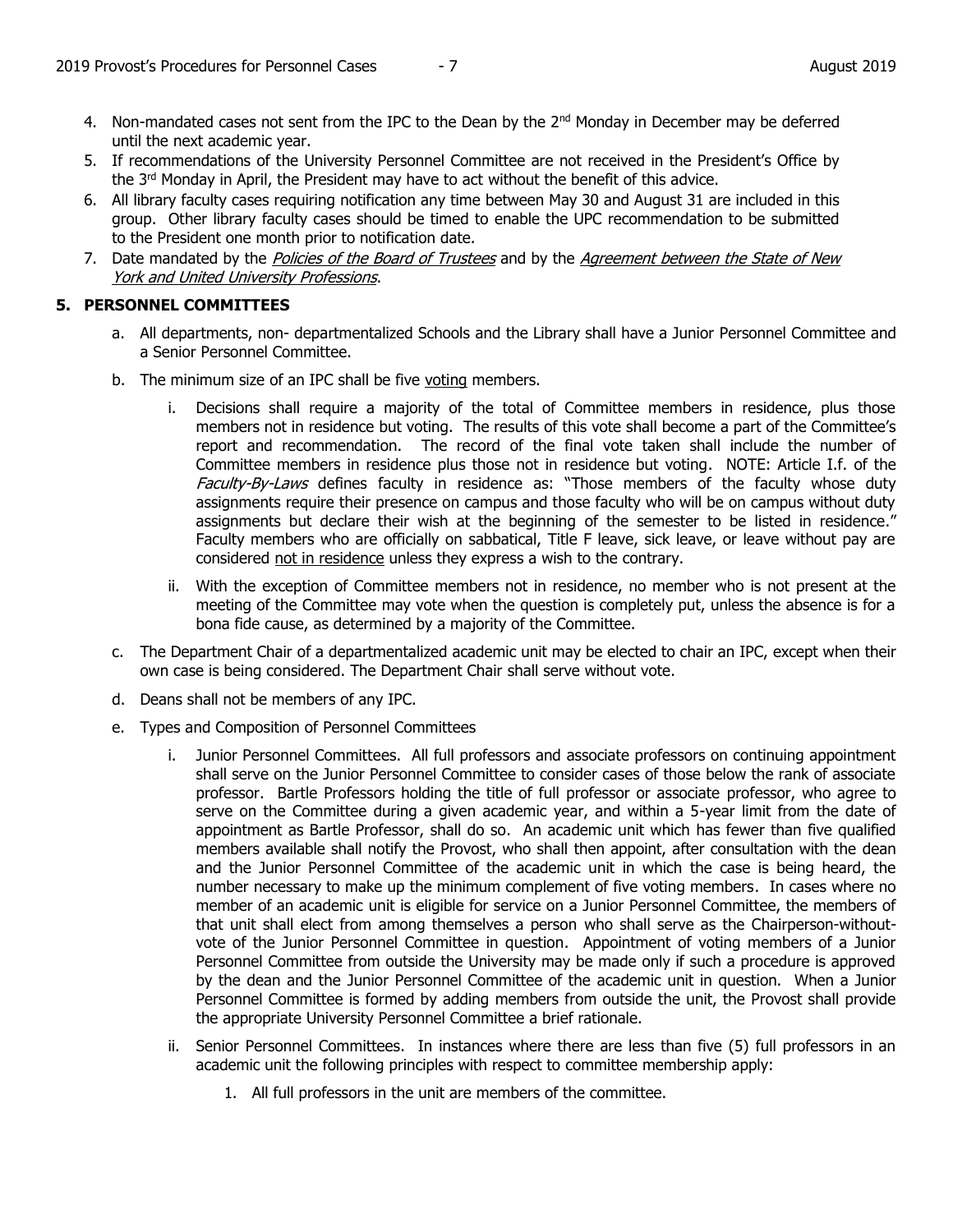4. Non-mandated cases not sent from the IPC to the Dean by the 2nd Monday in December may be deferred until the next academic year.
5. If recommendations of the University Personnel Committee are not received in the President's Office by the 3rd Monday in April, the President may have to act without the benefit of this advice.
6. All library faculty cases requiring notification any time between May 30 and August 31 are included in this group. Other library faculty cases should be timed to enable the UPC recommendation to be submitted to the President one month prior to notification date.
7. Date mandated by the *Policies of the Board of Trustees* and by the *Agreement between the State of New York and United University Professions*.

## 5. PERSONNEL COMMITTEES

a. All departments, non- departmentalized Schools and the Library shall have a Junior Personnel Committee and a Senior Personnel Committee.

b. The minimum size of an IPC shall be five voting members.

   i. Decisions shall require a majority of the total of Committee members in residence, plus those members not in residence but voting. The results of this vote shall become a part of the Committee's report and recommendation. The record of the final vote taken shall include the number of Committee members in residence plus those not in residence but voting. NOTE: Article I.f. of the *Faculty-By-Laws* defines faculty in residence as: "Those members of the faculty whose duty assignments require their presence on campus and those faculty who will be on campus without duty assignments but declare their wish at the beginning of the semester to be listed in residence." Faculty members who are officially on sabbatical, Title F leave, sick leave, or leave without pay are considered not in residence unless they express a wish to the contrary.

   ii. With the exception of Committee members not in residence, no member who is not present at the meeting of the Committee may vote when the question is completely put, unless the absence is for a bona fide cause, as determined by a majority of the Committee.

c. The Department Chair of a departmentalized academic unit may be elected to chair an IPC, except when their own case is being considered. The Department Chair shall serve without vote.

d. Deans shall not be members of any IPC.

e. Types and Composition of Personnel Committees

   i. Junior Personnel Committees. All full professors and associate professors on continuing appointment shall serve on the Junior Personnel Committee to consider cases of those below the rank of associate professor. Bartle Professors holding the title of full professor or associate professor, who agree to serve on the Committee during a given academic year, and within a 5-year limit from the date of appointment as Bartle Professor, shall do so. An academic unit which has fewer than five qualified members available shall notify the Provost, who shall then appoint, after consultation with the dean and the Junior Personnel Committee of the academic unit in which the case is being heard, the number necessary to make up the minimum complement of five voting members. In cases where no member of an academic unit is eligible for service on a Junior Personnel Committee, the members of that unit shall elect from among themselves a person who shall serve as the Chairperson-without-vote of the Junior Personnel Committee in question. Appointment of voting members of a Junior Personnel Committee from outside the University may be made only if such a procedure is approved by the dean and the Junior Personnel Committee of the academic unit in question. When a Junior Personnel Committee is formed by adding members from outside the unit, the Provost shall provide the appropriate University Personnel Committee a brief rationale.

   ii. Senior Personnel Committees. In instances where there are less than five (5) full professors in an academic unit the following principles with respect to committee membership apply:

      1. All full professors in the unit are members of the committee.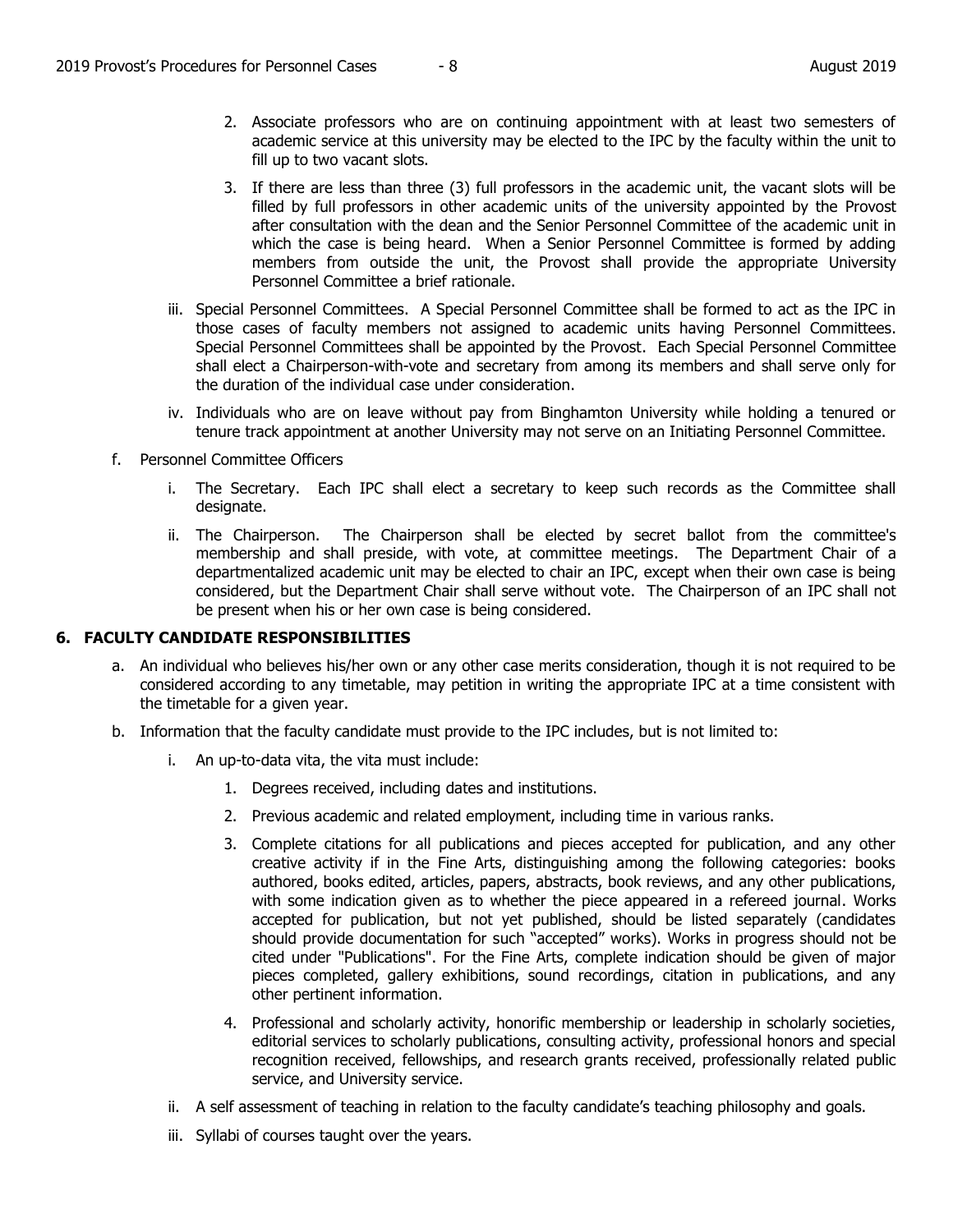2. Associate professors who are on continuing appointment with at least two semesters of academic service at this university may be elected to the IPC by the faculty within the unit to fill up to two vacant slots.

3. If there are less than three (3) full professors in the academic unit, the vacant slots will be filled by full professors in other academic units of the university appointed by the Provost after consultation with the dean and the Senior Personnel Committee of the academic unit in which the case is being heard. When a Senior Personnel Committee is formed by adding members from outside the unit, the Provost shall provide the appropriate University Personnel Committee a brief rationale.

iii. Special Personnel Committees. A Special Personnel Committee shall be formed to act as the IPC in those cases of faculty members not assigned to academic units having Personnel Committees. Special Personnel Committees shall be appointed by the Provost. Each Special Personnel Committee shall elect a Chairperson-with-vote and secretary from among its members and shall serve only for the duration of the individual case under consideration.

iv. Individuals who are on leave without pay from Binghamton University while holding a tenured or tenure track appointment at another University may not serve on an Initiating Personnel Committee.

f. Personnel Committee Officers

i. The Secretary. Each IPC shall elect a secretary to keep such records as the Committee shall designate.

ii. The Chairperson. The Chairperson shall be elected by secret ballot from the committee's membership and shall preside, with vote, at committee meetings. The Department Chair of a departmentalized academic unit may be elected to chair an IPC, except when their own case is being considered, but the Department Chair shall serve without vote. The Chairperson of an IPC shall not be present when his or her own case is being considered.

## 6. FACULTY CANDIDATE RESPONSIBILITIES

a. An individual who believes his/her own or any other case merits consideration, though it is not required to be considered according to any timetable, may petition in writing the appropriate IPC at a time consistent with the timetable for a given year.

b. Information that the faculty candidate must provide to the IPC includes, but is not limited to:

i. An up-to-data vita, the vita must include:

1. Degrees received, including dates and institutions.

2. Previous academic and related employment, including time in various ranks.

3. Complete citations for all publications and pieces accepted for publication, and any other creative activity if in the Fine Arts, distinguishing among the following categories: books authored, books edited, articles, papers, abstracts, book reviews, and any other publications, with some indication given as to whether the piece appeared in a refereed journal. Works accepted for publication, but not yet published, should be listed separately (candidates should provide documentation for such "accepted" works). Works in progress should not be cited under "Publications". For the Fine Arts, complete indication should be given of major pieces completed, gallery exhibitions, sound recordings, citation in publications, and any other pertinent information.

4. Professional and scholarly activity, honorific membership or leadership in scholarly societies, editorial services to scholarly publications, consulting activity, professional honors and special recognition received, fellowships, and research grants received, professionally related public service, and University service.

ii. A self assessment of teaching in relation to the faculty candidate's teaching philosophy and goals.

iii. Syllabi of courses taught over the years.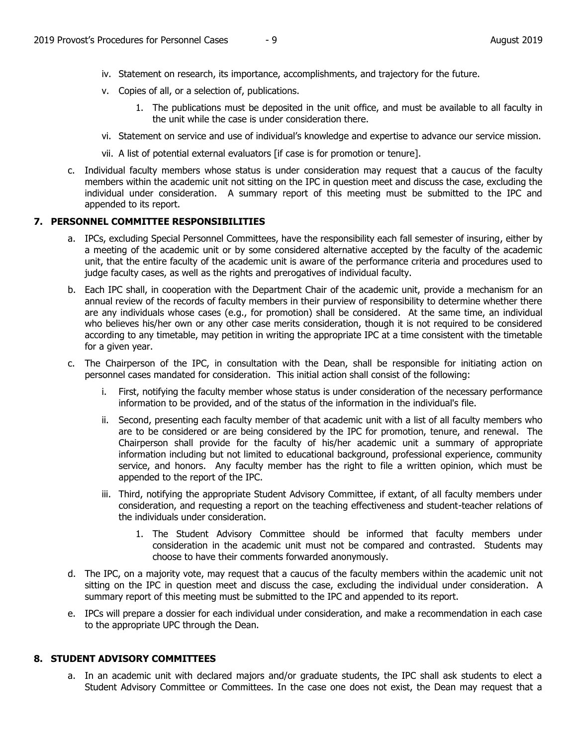iv. Statement on research, its importance, accomplishments, and trajectory for the future.

   v. Copies of all, or a selection of, publications.

      1. The publications must be deposited in the unit office, and must be available to all faculty in the unit while the case is under consideration there.

   vi. Statement on service and use of individual's knowledge and expertise to advance our service mission.

   vii. A list of potential external evaluators [if case is for promotion or tenure].

c. Individual faculty members whose status is under consideration may request that a caucus of the faculty members within the academic unit not sitting on the IPC in question meet and discuss the case, excluding the individual under consideration. A summary report of this meeting must be submitted to the IPC and appended to its report.

## 7. PERSONNEL COMMITTEE RESPONSIBILITIES

a. IPCs, excluding Special Personnel Committees, have the responsibility each fall semester of insuring, either by a meeting of the academic unit or by some considered alternative accepted by the faculty of the academic unit, that the entire faculty of the academic unit is aware of the performance criteria and procedures used to judge faculty cases, as well as the rights and prerogatives of individual faculty.

b. Each IPC shall, in cooperation with the Department Chair of the academic unit, provide a mechanism for an annual review of the records of faculty members in their purview of responsibility to determine whether there are any individuals whose cases (e.g., for promotion) shall be considered. At the same time, an individual who believes his/her own or any other case merits consideration, though it is not required to be considered according to any timetable, may petition in writing the appropriate IPC at a time consistent with the timetable for a given year.

c. The Chairperson of the IPC, in consultation with the Dean, shall be responsible for initiating action on personnel cases mandated for consideration. This initial action shall consist of the following:

   i. First, notifying the faculty member whose status is under consideration of the necessary performance information to be provided, and of the status of the information in the individual's file.

   ii. Second, presenting each faculty member of that academic unit with a list of all faculty members who are to be considered or are being considered by the IPC for promotion, tenure, and renewal. The Chairperson shall provide for the faculty of his/her academic unit a summary of appropriate information including but not limited to educational background, professional experience, community service, and honors. Any faculty member has the right to file a written opinion, which must be appended to the report of the IPC.

   iii. Third, notifying the appropriate Student Advisory Committee, if extant, of all faculty members under consideration, and requesting a report on the teaching effectiveness and student-teacher relations of the individuals under consideration.

      1. The Student Advisory Committee should be informed that faculty members under consideration in the academic unit must not be compared and contrasted. Students may choose to have their comments forwarded anonymously.

d. The IPC, on a majority vote, may request that a caucus of the faculty members within the academic unit not sitting on the IPC in question meet and discuss the case, excluding the individual under consideration. A summary report of this meeting must be submitted to the IPC and appended to its report.

e. IPCs will prepare a dossier for each individual under consideration, and make a recommendation in each case to the appropriate UPC through the Dean.

## 8. STUDENT ADVISORY COMMITTEES

a. In an academic unit with declared majors and/or graduate students, the IPC shall ask students to elect a Student Advisory Committee or Committees. In the case one does not exist, the Dean may request that a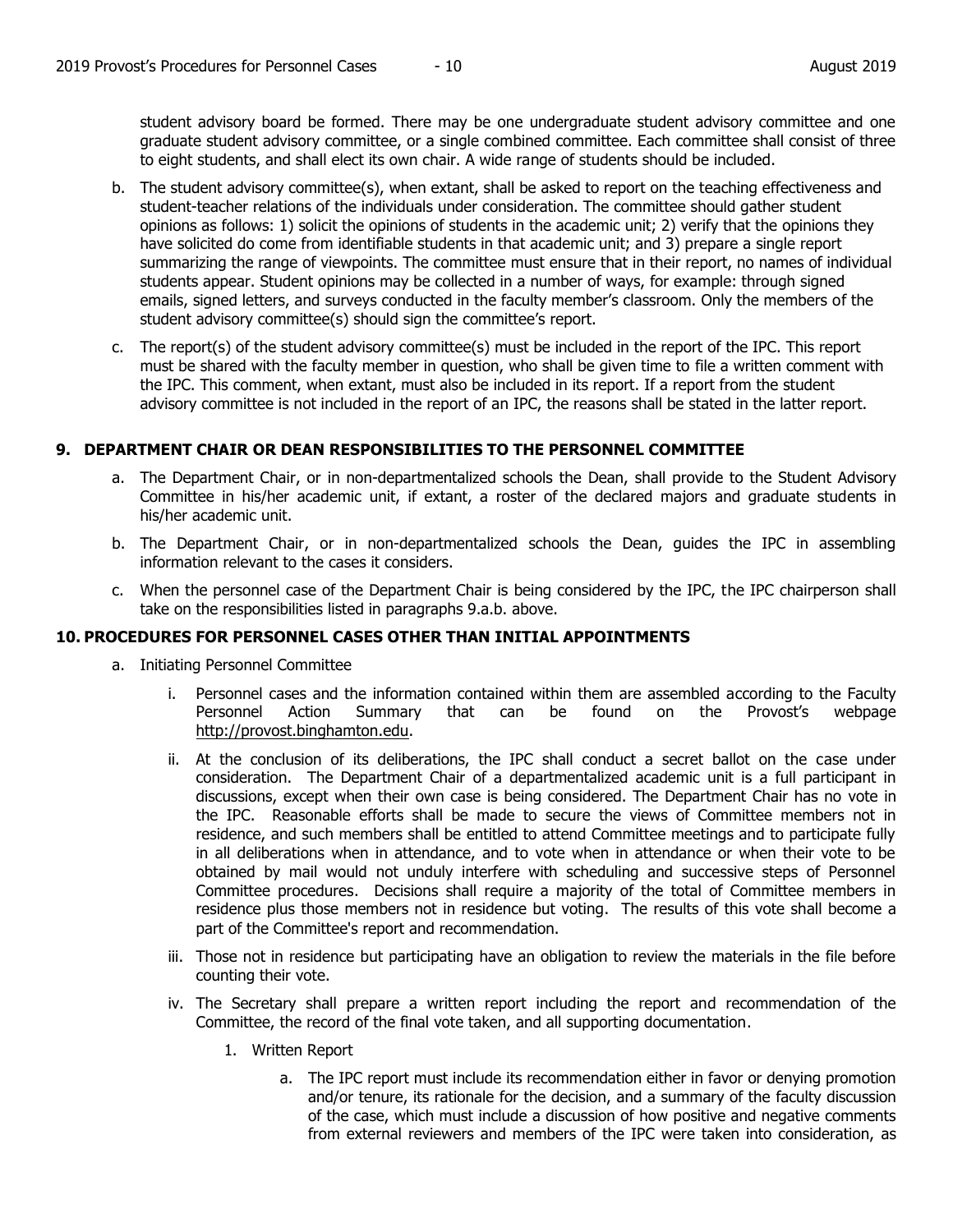student advisory board be formed. There may be one undergraduate student advisory committee and one graduate student advisory committee, or a single combined committee. Each committee shall consist of three to eight students, and shall elect its own chair. A wide range of students should be included.

b. The student advisory committee(s), when extant, shall be asked to report on the teaching effectiveness and student-teacher relations of the individuals under consideration. The committee should gather student opinions as follows: 1) solicit the opinions of students in the academic unit; 2) verify that the opinions they have solicited do come from identifiable students in that academic unit; and 3) prepare a single report summarizing the range of viewpoints. The committee must ensure that in their report, no names of individual students appear. Student opinions may be collected in a number of ways, for example: through signed emails, signed letters, and surveys conducted in the faculty member's classroom. Only the members of the student advisory committee(s) should sign the committee's report.

c. The report(s) of the student advisory committee(s) must be included in the report of the IPC. This report must be shared with the faculty member in question, who shall be given time to file a written comment with the IPC. This comment, when extant, must also be included in its report. If a report from the student advisory committee is not included in the report of an IPC, the reasons shall be stated in the latter report.

## 9. DEPARTMENT CHAIR OR DEAN RESPONSIBILITIES TO THE PERSONNEL COMMITTEE

a. The Department Chair, or in non-departmentalized schools the Dean, shall provide to the Student Advisory Committee in his/her academic unit, if extant, a roster of the declared majors and graduate students in his/her academic unit.

b. The Department Chair, or in non-departmentalized schools the Dean, guides the IPC in assembling information relevant to the cases it considers.

c. When the personnel case of the Department Chair is being considered by the IPC, the IPC chairperson shall take on the responsibilities listed in paragraphs 9.a.b. above.

## 10. PROCEDURES FOR PERSONNEL CASES OTHER THAN INITIAL APPOINTMENTS

a. Initiating Personnel Committee

   i. Personnel cases and the information contained within them are assembled according to the Faculty Personnel Action Summary that can be found on the Provost's webpage http://provost.binghamton.edu.

   ii. At the conclusion of its deliberations, the IPC shall conduct a secret ballot on the case under consideration. The Department Chair of a departmentalized academic unit is a full participant in discussions, except when their own case is being considered. The Department Chair has no vote in the IPC. Reasonable efforts shall be made to secure the views of Committee members not in residence, and such members shall be entitled to attend Committee meetings and to participate fully in all deliberations when in attendance, and to vote when in attendance or when their vote to be obtained by mail would not unduly interfere with scheduling and successive steps of Personnel Committee procedures. Decisions shall require a majority of the total of Committee members in residence plus those members not in residence but voting. The results of this vote shall become a part of the Committee's report and recommendation.

   iii. Those not in residence but participating have an obligation to review the materials in the file before counting their vote.

   iv. The Secretary shall prepare a written report including the report and recommendation of the Committee, the record of the final vote taken, and all supporting documentation.

      1. Written Report

         a. The IPC report must include its recommendation either in favor or denying promotion and/or tenure, its rationale for the decision, and a summary of the faculty discussion of the case, which must include a discussion of how positive and negative comments from external reviewers and members of the IPC were taken into consideration, as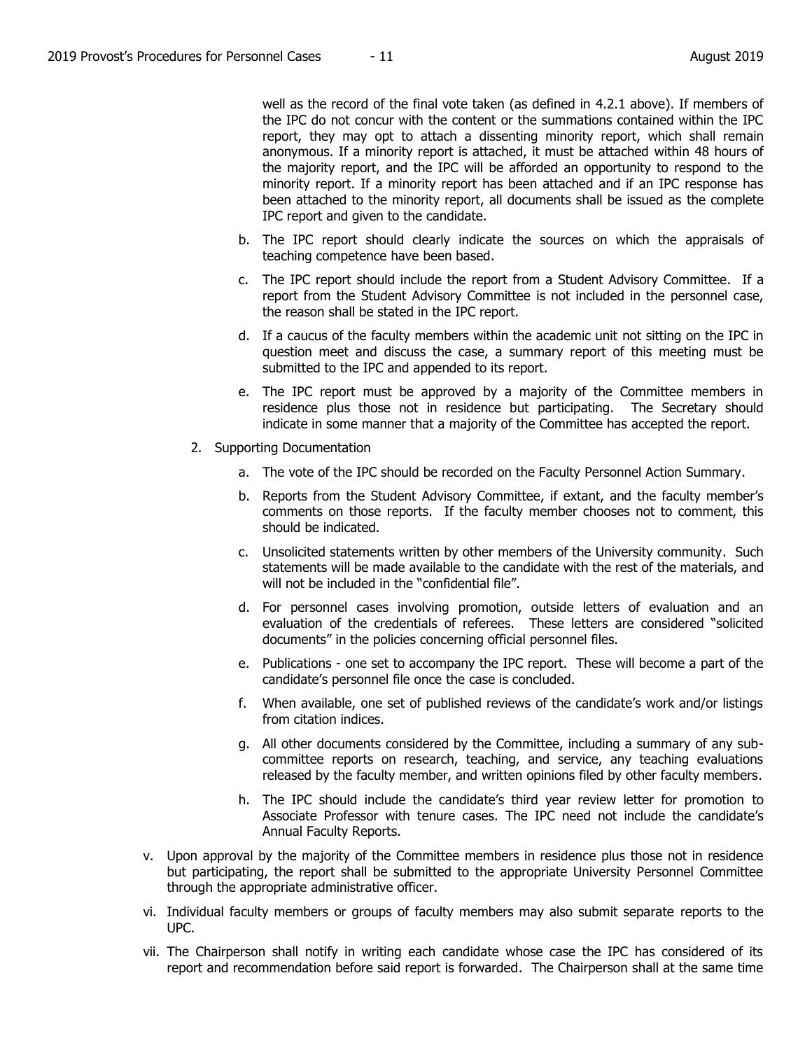well as the record of the final vote taken (as defined in 4.2.1 above). If members of the IPC do not concur with the content or the summations contained within the IPC report, they may opt to attach a dissenting minority report, which shall remain anonymous. If a minority report is attached, it must be attached within 48 hours of the majority report, and the IPC will be afforded an opportunity to respond to the minority report. If a minority report has been attached and if an IPC response has been attached to the minority report, all documents shall be issued as the complete IPC report and given to the candidate.

b. The IPC report should clearly indicate the sources on which the appraisals of teaching competence have been based.

c. The IPC report should include the report from a Student Advisory Committee. If a report from the Student Advisory Committee is not included in the personnel case, the reason shall be stated in the IPC report.

d. If a caucus of the faculty members within the academic unit not sitting on the IPC in question meet and discuss the case, a summary report of this meeting must be submitted to the IPC and appended to its report.

e. The IPC report must be approved by a majority of the Committee members in residence plus those not in residence but participating. The Secretary should indicate in some manner that a majority of the Committee has accepted the report.

2. Supporting Documentation

   a. The vote of the IPC should be recorded on the Faculty Personnel Action Summary.

   b. Reports from the Student Advisory Committee, if extant, and the faculty member's comments on those reports. If the faculty member chooses not to comment, this should be indicated.

   c. Unsolicited statements written by other members of the University community. Such statements will be made available to the candidate with the rest of the materials, and will not be included in the "confidential file".

   d. For personnel cases involving promotion, outside letters of evaluation and an evaluation of the credentials of referees. These letters are considered "solicited documents" in the policies concerning official personnel files.

   e. Publications - one set to accompany the IPC report. These will become a part of the candidate's personnel file once the case is concluded.

   f. When available, one set of published reviews of the candidate's work and/or listings from citation indices.

   g. All other documents considered by the Committee, including a summary of any sub-committee reports on research, teaching, and service, any teaching evaluations released by the faculty member, and written opinions filed by other faculty members.

   h. The IPC should include the candidate's third year review letter for promotion to Associate Professor with tenure cases. The IPC need not include the candidate's Annual Faculty Reports.

v. Upon approval by the majority of the Committee members in residence plus those not in residence but participating, the report shall be submitted to the appropriate University Personnel Committee through the appropriate administrative officer.

vi. Individual faculty members or groups of faculty members may also submit separate reports to the UPC.

vii. The Chairperson shall notify in writing each candidate whose case the IPC has considered of its report and recommendation before said report is forwarded. The Chairperson shall at the same time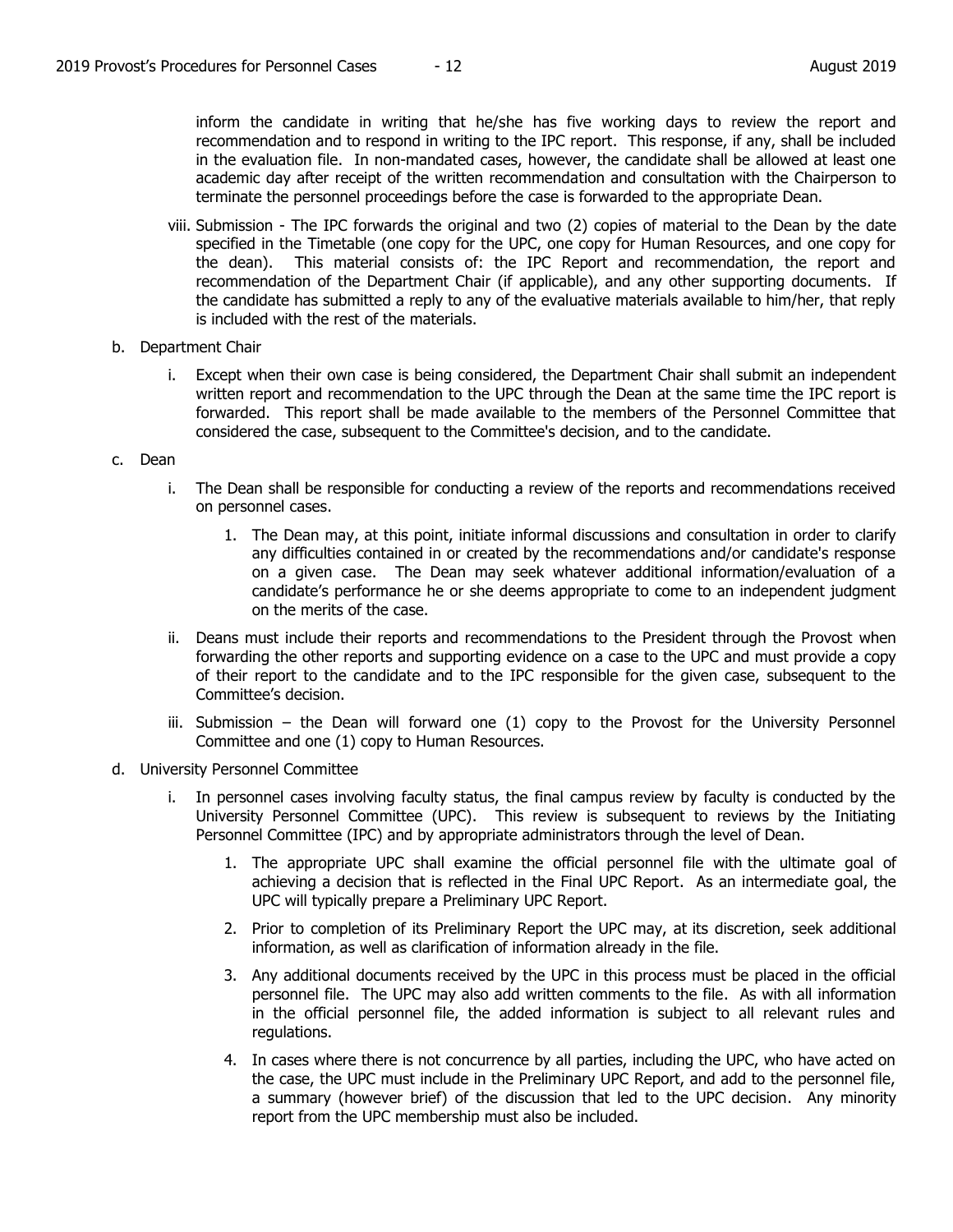inform the candidate in writing that he/she has five working days to review the report and recommendation and to respond in writing to the IPC report. This response, if any, shall be included in the evaluation file. In non-mandated cases, however, the candidate shall be allowed at least one academic day after receipt of the written recommendation and consultation with the Chairperson to terminate the personnel proceedings before the case is forwarded to the appropriate Dean.

viii. Submission - The IPC forwards the original and two (2) copies of material to the Dean by the date specified in the Timetable (one copy for the UPC, one copy for Human Resources, and one copy for the dean). This material consists of: the IPC Report and recommendation, the report and recommendation of the Department Chair (if applicable), and any other supporting documents. If the candidate has submitted a reply to any of the evaluative materials available to him/her, that reply is included with the rest of the materials.

b. Department Chair

   i. Except when their own case is being considered, the Department Chair shall submit an independent written report and recommendation to the UPC through the Dean at the same time the IPC report is forwarded. This report shall be made available to the members of the Personnel Committee that considered the case, subsequent to the Committee's decision, and to the candidate.

c. Dean

   i. The Dean shall be responsible for conducting a review of the reports and recommendations received on personnel cases.

      1. The Dean may, at this point, initiate informal discussions and consultation in order to clarify any difficulties contained in or created by the recommendations and/or candidate's response on a given case. The Dean may seek whatever additional information/evaluation of a candidate's performance he or she deems appropriate to come to an independent judgment on the merits of the case.

   ii. Deans must include their reports and recommendations to the President through the Provost when forwarding the other reports and supporting evidence on a case to the UPC and must provide a copy of their report to the candidate and to the IPC responsible for the given case, subsequent to the Committee's decision.

   iii. Submission – the Dean will forward one (1) copy to the Provost for the University Personnel Committee and one (1) copy to Human Resources.

d. University Personnel Committee

   i. In personnel cases involving faculty status, the final campus review by faculty is conducted by the University Personnel Committee (UPC). This review is subsequent to reviews by the Initiating Personnel Committee (IPC) and by appropriate administrators through the level of Dean.

      1. The appropriate UPC shall examine the official personnel file with the ultimate goal of achieving a decision that is reflected in the Final UPC Report. As an intermediate goal, the UPC will typically prepare a Preliminary UPC Report.

      2. Prior to completion of its Preliminary Report the UPC may, at its discretion, seek additional information, as well as clarification of information already in the file.

      3. Any additional documents received by the UPC in this process must be placed in the official personnel file. The UPC may also add written comments to the file. As with all information in the official personnel file, the added information is subject to all relevant rules and regulations.

      4. In cases where there is not concurrence by all parties, including the UPC, who have acted on the case, the UPC must include in the Preliminary UPC Report, and add to the personnel file, a summary (however brief) of the discussion that led to the UPC decision. Any minority report from the UPC membership must also be included.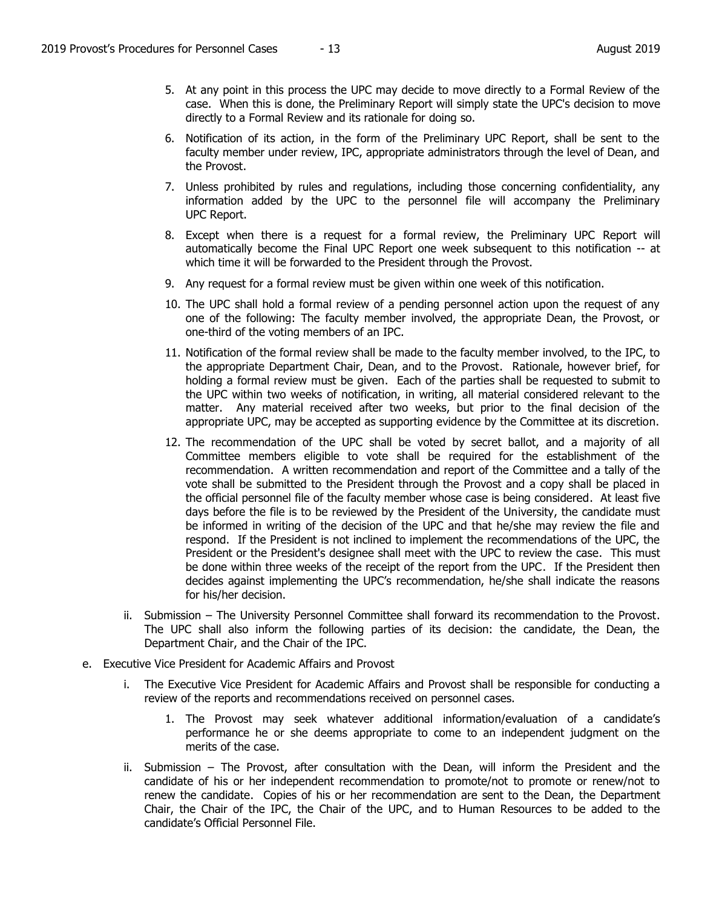5. At any point in this process the UPC may decide to move directly to a Formal Review of the case. When this is done, the Preliminary Report will simply state the UPC's decision to move directly to a Formal Review and its rationale for doing so.
6. Notification of its action, in the form of the Preliminary UPC Report, shall be sent to the faculty member under review, IPC, appropriate administrators through the level of Dean, and the Provost.
7. Unless prohibited by rules and regulations, including those concerning confidentiality, any information added by the UPC to the personnel file will accompany the Preliminary UPC Report.
8. Except when there is a request for a formal review, the Preliminary UPC Report will automatically become the Final UPC Report one week subsequent to this notification -- at which time it will be forwarded to the President through the Provost.
9. Any request for a formal review must be given within one week of this notification.
10. The UPC shall hold a formal review of a pending personnel action upon the request of any one of the following: The faculty member involved, the appropriate Dean, the Provost, or one-third of the voting members of an IPC.
11. Notification of the formal review shall be made to the faculty member involved, to the IPC, to the appropriate Department Chair, Dean, and to the Provost. Rationale, however brief, for holding a formal review must be given. Each of the parties shall be requested to submit to the UPC within two weeks of notification, in writing, all material considered relevant to the matter. Any material received after two weeks, but prior to the final decision of the appropriate UPC, may be accepted as supporting evidence by the Committee at its discretion.
12. The recommendation of the UPC shall be voted by secret ballot, and a majority of all Committee members eligible to vote shall be required for the establishment of the recommendation. A written recommendation and report of the Committee and a tally of the vote shall be submitted to the President through the Provost and a copy shall be placed in the official personnel file of the faculty member whose case is being considered. At least five days before the file is to be reviewed by the President of the University, the candidate must be informed in writing of the decision of the UPC and that he/she may review the file and respond. If the President is not inclined to implement the recommendations of the UPC, the President or the President's designee shall meet with the UPC to review the case. This must be done within three weeks of the receipt of the report from the UPC. If the President then decides against implementing the UPC's recommendation, he/she shall indicate the reasons for his/her decision.

ii. Submission – The University Personnel Committee shall forward its recommendation to the Provost. The UPC shall also inform the following parties of its decision: the candidate, the Dean, the Department Chair, and the Chair of the IPC.

e. Executive Vice President for Academic Affairs and Provost

i. The Executive Vice President for Academic Affairs and Provost shall be responsible for conducting a review of the reports and recommendations received on personnel cases.

1. The Provost may seek whatever additional information/evaluation of a candidate's performance he or she deems appropriate to come to an independent judgment on the merits of the case.

ii. Submission – The Provost, after consultation with the Dean, will inform the President and the candidate of his or her independent recommendation to promote/not to promote or renew/not to renew the candidate. Copies of his or her recommendation are sent to the Dean, the Department Chair, the Chair of the IPC, the Chair of the UPC, and to Human Resources to be added to the candidate's Official Personnel File.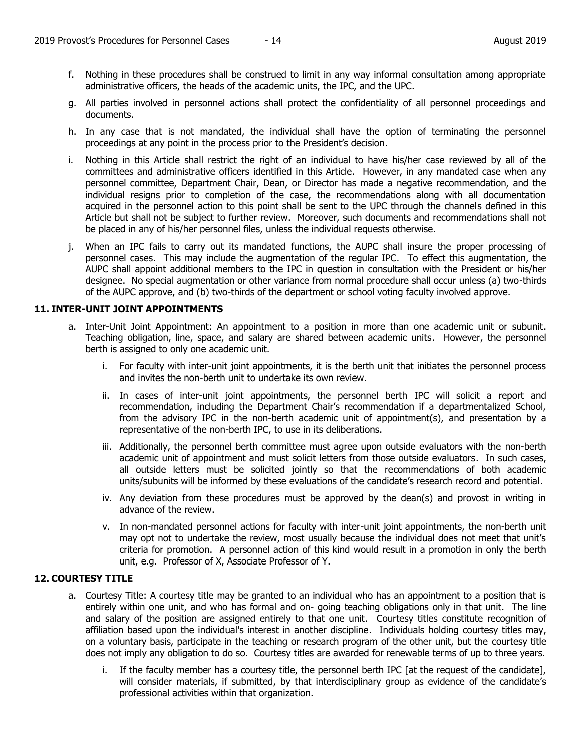f. Nothing in these procedures shall be construed to limit in any way informal consultation among appropriate administrative officers, the heads of the academic units, the IPC, and the UPC.

g. All parties involved in personnel actions shall protect the confidentiality of all personnel proceedings and documents.

h. In any case that is not mandated, the individual shall have the option of terminating the personnel proceedings at any point in the process prior to the President's decision.

i. Nothing in this Article shall restrict the right of an individual to have his/her case reviewed by all of the committees and administrative officers identified in this Article. However, in any mandated case when any personnel committee, Department Chair, Dean, or Director has made a negative recommendation, and the individual resigns prior to completion of the case, the recommendations along with all documentation acquired in the personnel action to this point shall be sent to the UPC through the channels defined in this Article but shall not be subject to further review. Moreover, such documents and recommendations shall not be placed in any of his/her personnel files, unless the individual requests otherwise.

j. When an IPC fails to carry out its mandated functions, the AUPC shall insure the proper processing of personnel cases. This may include the augmentation of the regular IPC. To effect this augmentation, the AUPC shall appoint additional members to the IPC in question in consultation with the President or his/her designee. No special augmentation or other variance from normal procedure shall occur unless (a) two-thirds of the AUPC approve, and (b) two-thirds of the department or school voting faculty involved approve.

## 11. INTER-UNIT JOINT APPOINTMENTS

a. Inter-Unit Joint Appointment: An appointment to a position in more than one academic unit or subunit. Teaching obligation, line, space, and salary are shared between academic units. However, the personnel berth is assigned to only one academic unit.

   i. For faculty with inter-unit joint appointments, it is the berth unit that initiates the personnel process and invites the non-berth unit to undertake its own review.

   ii. In cases of inter-unit joint appointments, the personnel berth IPC will solicit a report and recommendation, including the Department Chair's recommendation if a departmentalized School, from the advisory IPC in the non-berth academic unit of appointment(s), and presentation by a representative of the non-berth IPC, to use in its deliberations.

   iii. Additionally, the personnel berth committee must agree upon outside evaluators with the non-berth academic unit of appointment and must solicit letters from those outside evaluators. In such cases, all outside letters must be solicited jointly so that the recommendations of both academic units/subunits will be informed by these evaluations of the candidate's research record and potential.

   iv. Any deviation from these procedures must be approved by the dean(s) and provost in writing in advance of the review.

   v. In non-mandated personnel actions for faculty with inter-unit joint appointments, the non-berth unit may opt not to undertake the review, most usually because the individual does not meet that unit's criteria for promotion. A personnel action of this kind would result in a promotion in only the berth unit, e.g. Professor of X, Associate Professor of Y.

## 12. COURTESY TITLE

a. Courtesy Title: A courtesy title may be granted to an individual who has an appointment to a position that is entirely within one unit, and who has formal and on- going teaching obligations only in that unit. The line and salary of the position are assigned entirely to that one unit. Courtesy titles constitute recognition of affiliation based upon the individual's interest in another discipline. Individuals holding courtesy titles may, on a voluntary basis, participate in the teaching or research program of the other unit, but the courtesy title does not imply any obligation to do so. Courtesy titles are awarded for renewable terms of up to three years.

   i. If the faculty member has a courtesy title, the personnel berth IPC [at the request of the candidate], will consider materials, if submitted, by that interdisciplinary group as evidence of the candidate's professional activities within that organization.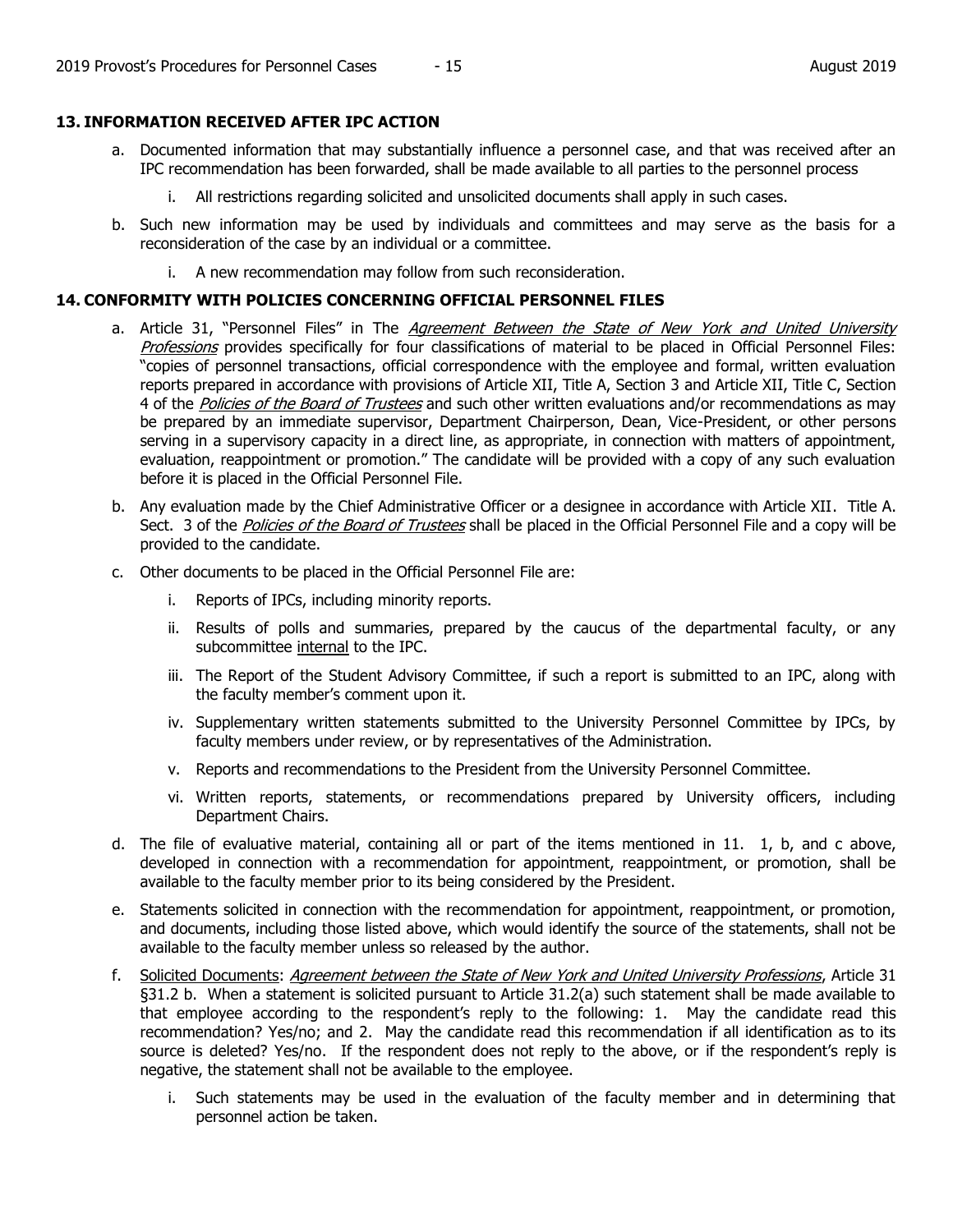## 13. INFORMATION RECEIVED AFTER IPC ACTION

a. Documented information that may substantially influence a personnel case, and that was received after an IPC recommendation has been forwarded, shall be made available to all parties to the personnel process

   i. All restrictions regarding solicited and unsolicited documents shall apply in such cases.

b. Such new information may be used by individuals and committees and may serve as the basis for a reconsideration of the case by an individual or a committee.

   i. A new recommendation may follow from such reconsideration.

## 14. CONFORMITY WITH POLICIES CONCERNING OFFICIAL PERSONNEL FILES

a. Article 31, "Personnel Files" in The *Agreement Between the State of New York and United University Professions* provides specifically for four classifications of material to be placed in Official Personnel Files: "copies of personnel transactions, official correspondence with the employee and formal, written evaluation reports prepared in accordance with provisions of Article XII, Title A, Section 3 and Article XII, Title C, Section 4 of the *Policies of the Board of Trustees* and such other written evaluations and/or recommendations as may be prepared by an immediate supervisor, Department Chairperson, Dean, Vice-President, or other persons serving in a supervisory capacity in a direct line, as appropriate, in connection with matters of appointment, evaluation, reappointment or promotion." The candidate will be provided with a copy of any such evaluation before it is placed in the Official Personnel File.

b. Any evaluation made by the Chief Administrative Officer or a designee in accordance with Article XII. Title A. Sect. 3 of the *Policies of the Board of Trustees* shall be placed in the Official Personnel File and a copy will be provided to the candidate.

c. Other documents to be placed in the Official Personnel File are:

   i. Reports of IPCs, including minority reports.

   ii. Results of polls and summaries, prepared by the caucus of the departmental faculty, or any subcommittee internal to the IPC.

   iii. The Report of the Student Advisory Committee, if such a report is submitted to an IPC, along with the faculty member's comment upon it.

   iv. Supplementary written statements submitted to the University Personnel Committee by IPCs, by faculty members under review, or by representatives of the Administration.

   v. Reports and recommendations to the President from the University Personnel Committee.

   vi. Written reports, statements, or recommendations prepared by University officers, including Department Chairs.

d. The file of evaluative material, containing all or part of the items mentioned in 11. 1, b, and c above, developed in connection with a recommendation for appointment, reappointment, or promotion, shall be available to the faculty member prior to its being considered by the President.

e. Statements solicited in connection with the recommendation for appointment, reappointment, or promotion, and documents, including those listed above, which would identify the source of the statements, shall not be available to the faculty member unless so released by the author.

f. Solicited Documents: *Agreement between the State of New York and United University Professions*, Article 31 §31.2 b. When a statement is solicited pursuant to Article 31.2(a) such statement shall be made available to that employee according to the respondent's reply to the following: 1. May the candidate read this recommendation? Yes/no; and 2. May the candidate read this recommendation if all identification as to its source is deleted? Yes/no. If the respondent does not reply to the above, or if the respondent's reply is negative, the statement shall not be available to the employee.

   i. Such statements may be used in the evaluation of the faculty member and in determining that personnel action be taken.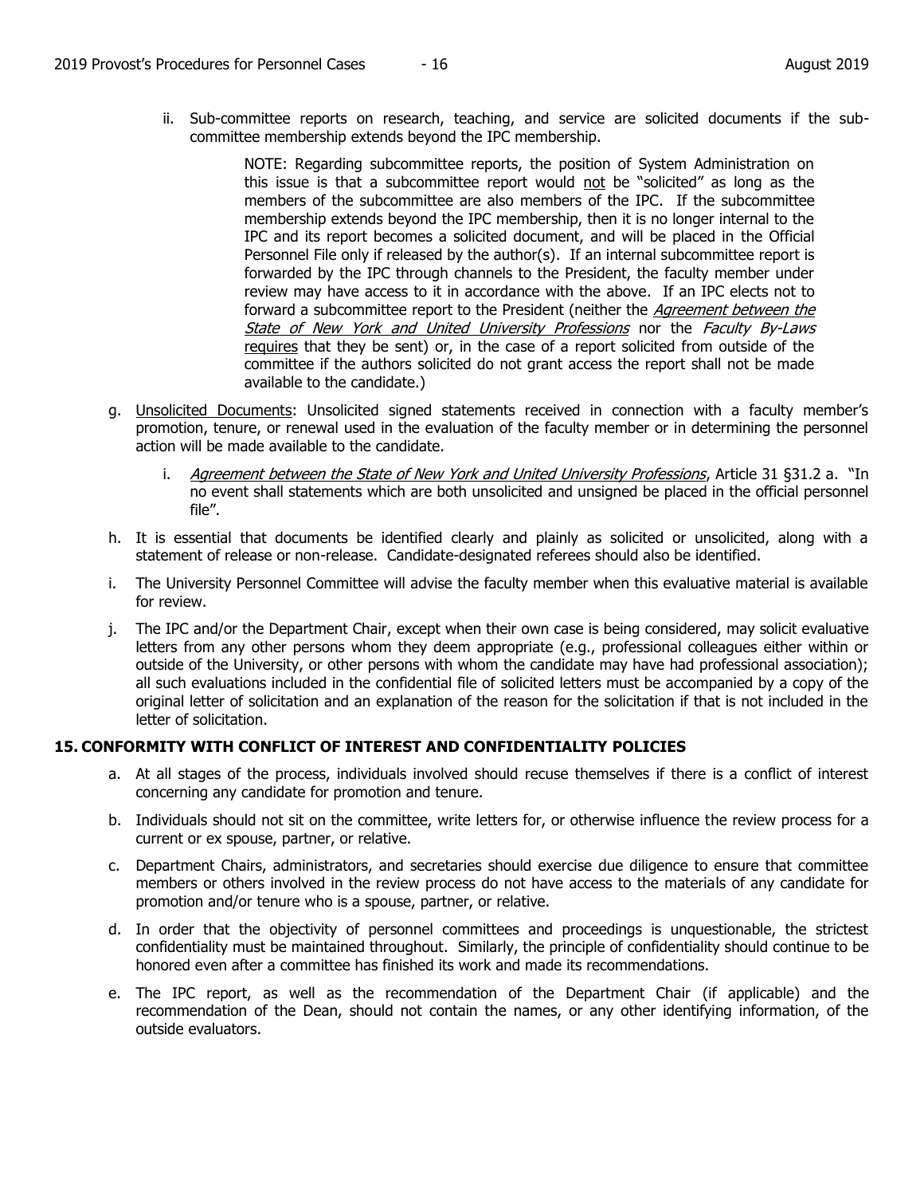ii. Sub-committee reports on research, teaching, and service are solicited documents if the sub-committee membership extends beyond the IPC membership.

> NOTE: Regarding subcommittee reports, the position of System Administration on this issue is that a subcommittee report would not be "solicited" as long as the members of the subcommittee are also members of the IPC. If the subcommittee membership extends beyond the IPC membership, then it is no longer internal to the IPC and its report becomes a solicited document, and will be placed in the Official Personnel File only if released by the author(s). If an internal subcommittee report is forwarded by the IPC through channels to the President, the faculty member under review may have access to it in accordance with the above. If an IPC elects not to forward a subcommittee report to the President (neither the *Agreement between the State of New York and United University Professions* nor the *Faculty By-Laws* requires that they be sent) or, in the case of a report solicited from outside of the committee if the authors solicited do not grant access the report shall not be made available to the candidate.)

g. Unsolicited Documents: Unsolicited signed statements received in connection with a faculty member's promotion, tenure, or renewal used in the evaluation of the faculty member or in determining the personnel action will be made available to the candidate.

   i. *Agreement between the State of New York and United University Professions*, Article 31 §31.2 a. "In no event shall statements which are both unsolicited and unsigned be placed in the official personnel file".

h. It is essential that documents be identified clearly and plainly as solicited or unsolicited, along with a statement of release or non-release. Candidate-designated referees should also be identified.

i. The University Personnel Committee will advise the faculty member when this evaluative material is available for review.

j. The IPC and/or the Department Chair, except when their own case is being considered, may solicit evaluative letters from any other persons whom they deem appropriate (e.g., professional colleagues either within or outside of the University, or other persons with whom the candidate may have had professional association); all such evaluations included in the confidential file of solicited letters must be accompanied by a copy of the original letter of solicitation and an explanation of the reason for the solicitation if that is not included in the letter of solicitation.

## 15. CONFORMITY WITH CONFLICT OF INTEREST AND CONFIDENTIALITY POLICIES

a. At all stages of the process, individuals involved should recuse themselves if there is a conflict of interest concerning any candidate for promotion and tenure.

b. Individuals should not sit on the committee, write letters for, or otherwise influence the review process for a current or ex spouse, partner, or relative.

c. Department Chairs, administrators, and secretaries should exercise due diligence to ensure that committee members or others involved in the review process do not have access to the materials of any candidate for promotion and/or tenure who is a spouse, partner, or relative.

d. In order that the objectivity of personnel committees and proceedings is unquestionable, the strictest confidentiality must be maintained throughout. Similarly, the principle of confidentiality should continue to be honored even after a committee has finished its work and made its recommendations.

e. The IPC report, as well as the recommendation of the Department Chair (if applicable) and the recommendation of the Dean, should not contain the names, or any other identifying information, of the outside evaluators.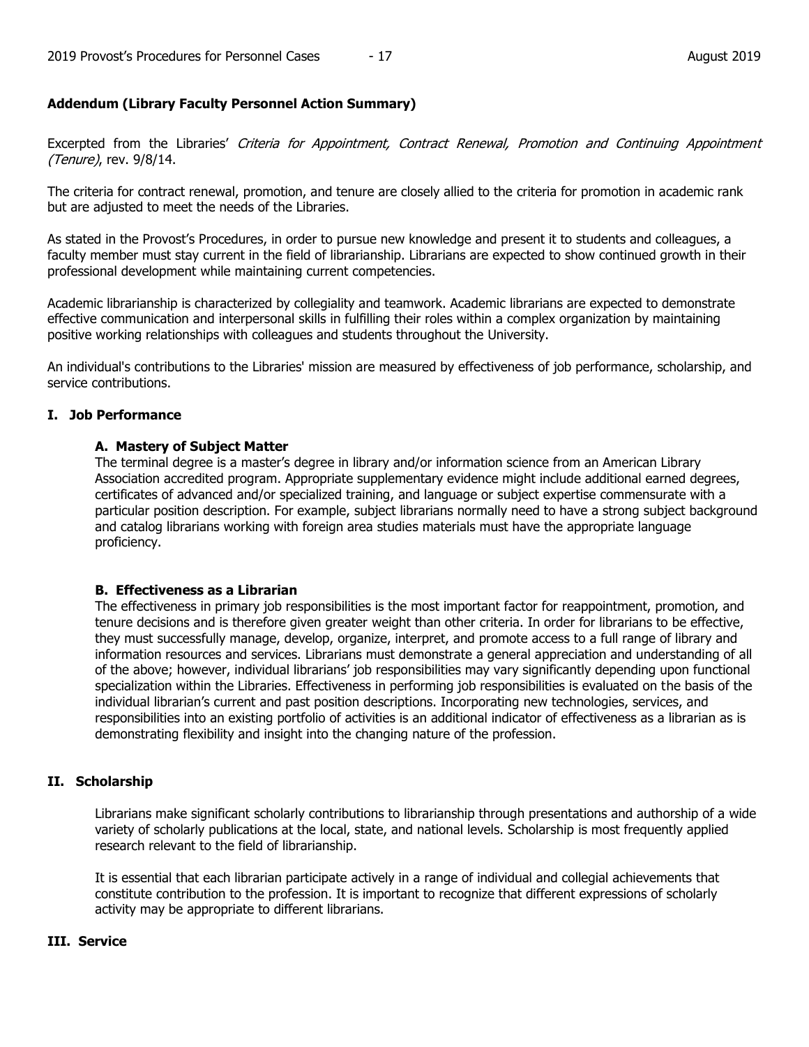## Addendum (Library Faculty Personnel Action Summary)

Excerpted from the Libraries' *Criteria for Appointment, Contract Renewal, Promotion and Continuing Appointment (Tenure)*, rev. 9/8/14.

The criteria for contract renewal, promotion, and tenure are closely allied to the criteria for promotion in academic rank but are adjusted to meet the needs of the Libraries.

As stated in the Provost's Procedures, in order to pursue new knowledge and present it to students and colleagues, a faculty member must stay current in the field of librarianship. Librarians are expected to show continued growth in their professional development while maintaining current competencies.

Academic librarianship is characterized by collegiality and teamwork. Academic librarians are expected to demonstrate effective communication and interpersonal skills in fulfilling their roles within a complex organization by maintaining positive working relationships with colleagues and students throughout the University.

An individual's contributions to the Libraries' mission are measured by effectiveness of job performance, scholarship, and service contributions.

### I. Job Performance

#### A. Mastery of Subject Matter

The terminal degree is a master's degree in library and/or information science from an American Library Association accredited program. Appropriate supplementary evidence might include additional earned degrees, certificates of advanced and/or specialized training, and language or subject expertise commensurate with a particular position description. For example, subject librarians normally need to have a strong subject background and catalog librarians working with foreign area studies materials must have the appropriate language proficiency.

#### B. Effectiveness as a Librarian

The effectiveness in primary job responsibilities is the most important factor for reappointment, promotion, and tenure decisions and is therefore given greater weight than other criteria. In order for librarians to be effective, they must successfully manage, develop, organize, interpret, and promote access to a full range of library and information resources and services. Librarians must demonstrate a general appreciation and understanding of all of the above; however, individual librarians' job responsibilities may vary significantly depending upon functional specialization within the Libraries. Effectiveness in performing job responsibilities is evaluated on the basis of the individual librarian's current and past position descriptions. Incorporating new technologies, services, and responsibilities into an existing portfolio of activities is an additional indicator of effectiveness as a librarian as is demonstrating flexibility and insight into the changing nature of the profession.

### II. Scholarship

Librarians make significant scholarly contributions to librarianship through presentations and authorship of a wide variety of scholarly publications at the local, state, and national levels. Scholarship is most frequently applied research relevant to the field of librarianship.

It is essential that each librarian participate actively in a range of individual and collegial achievements that constitute contribution to the profession. It is important to recognize that different expressions of scholarly activity may be appropriate to different librarians.

### III. Service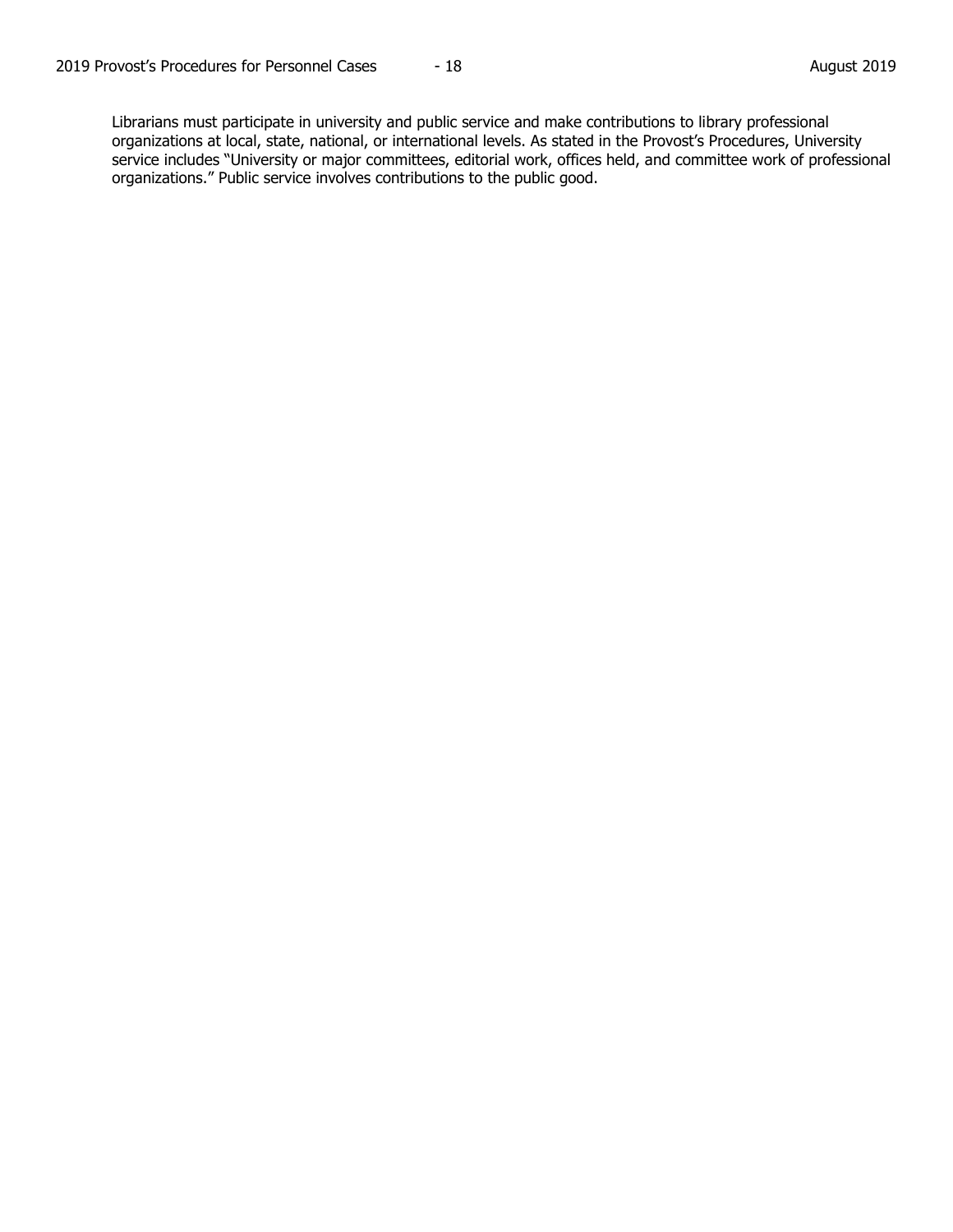Librarians must participate in university and public service and make contributions to library professional organizations at local, state, national, or international levels. As stated in the Provost's Procedures, University service includes "University or major committees, editorial work, offices held, and committee work of professional organizations." Public service involves contributions to the public good.